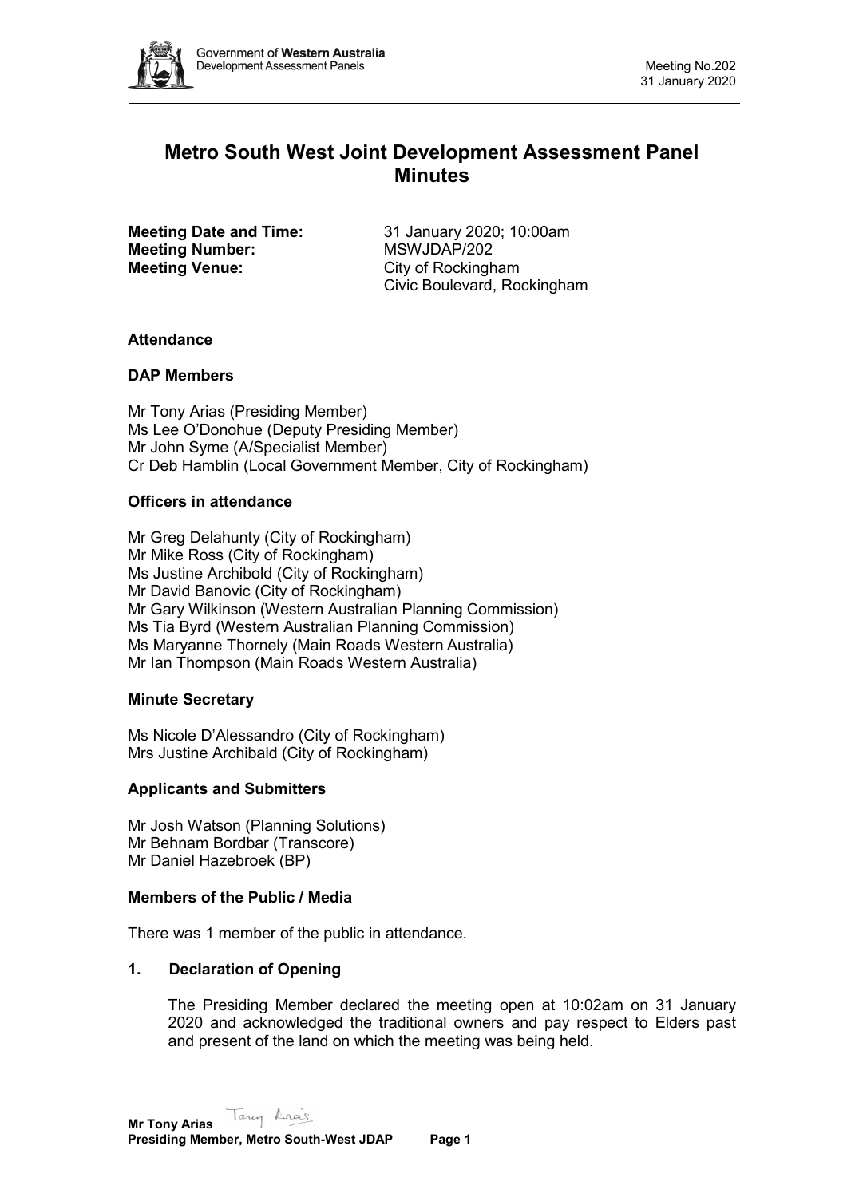# Metro South West Joint Development Assessment Panel Minutes

**Meeting Date and Time:** 31 January 2020; 10:00am
**Meeting Number:** MSWJDAP/202
**Meeting Venue:** City of Rockingham
Civic Boulevard, Rockingham

### Attendance

### DAP Members

Mr Tony Arias (Presiding Member)
Ms Lee O'Donohue (Deputy Presiding Member)
Mr John Syme (A/Specialist Member)
Cr Deb Hamblin (Local Government Member, City of Rockingham)

### Officers in attendance

Mr Greg Delahunty (City of Rockingham)
Mr Mike Ross (City of Rockingham)
Ms Justine Archibold (City of Rockingham)
Mr David Banovic (City of Rockingham)
Mr Gary Wilkinson (Western Australian Planning Commission)
Ms Tia Byrd (Western Australian Planning Commission)
Ms Maryanne Thornely (Main Roads Western Australia)
Mr Ian Thompson (Main Roads Western Australia)

### Minute Secretary

Ms Nicole D'Alessandro (City of Rockingham)
Mrs Justine Archibald (City of Rockingham)

### Applicants and Submitters

Mr Josh Watson (Planning Solutions)
Mr Behnam Bordbar (Transcore)
Mr Daniel Hazebroek (BP)

### Members of the Public / Media

There was 1 member of the public in attendance.

### 1. Declaration of Opening

The Presiding Member declared the meeting open at 10:02am on 31 January 2020 and acknowledged the traditional owners and pay respect to Elders past and present of the land on which the meeting was being held.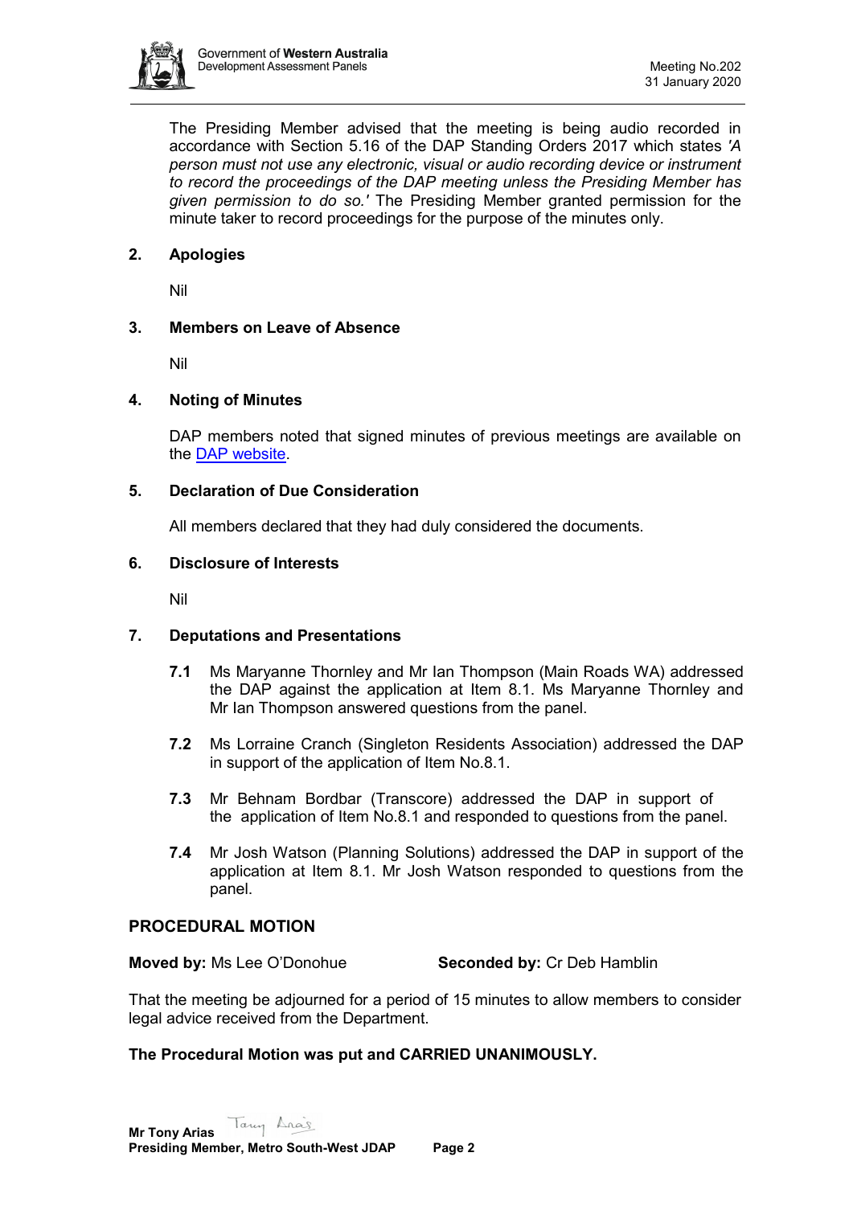The Presiding Member advised that the meeting is being audio recorded in accordance with Section 5.16 of the DAP Standing Orders 2017 which states *'A person must not use any electronic, visual or audio recording device or instrument to record the proceedings of the DAP meeting unless the Presiding Member has given permission to do so.'* The Presiding Member granted permission for the minute taker to record proceedings for the purpose of the minutes only.

## 2. Apologies

Nil

## 3. Members on Leave of Absence

Nil

## 4. Noting of Minutes

DAP members noted that signed minutes of previous meetings are available on the DAP website.

## 5. Declaration of Due Consideration

All members declared that they had duly considered the documents.

## 6. Disclosure of Interests

Nil

## 7. Deputations and Presentations

**7.1** Ms Maryanne Thornley and Mr Ian Thompson (Main Roads WA) addressed the DAP against the application at Item 8.1. Ms Maryanne Thornley and Mr Ian Thompson answered questions from the panel.

**7.2** Ms Lorraine Cranch (Singleton Residents Association) addressed the DAP in support of the application of Item No.8.1.

**7.3** Mr Behnam Bordbar (Transcore) addressed the DAP in support of the application of Item No.8.1 and responded to questions from the panel.

**7.4** Mr Josh Watson (Planning Solutions) addressed the DAP in support of the application at Item 8.1. Mr Josh Watson responded to questions from the panel.

## PROCEDURAL MOTION

**Moved by:** Ms Lee O'Donohue **Seconded by:** Cr Deb Hamblin

That the meeting be adjourned for a period of 15 minutes to allow members to consider legal advice received from the Department.

**The Procedural Motion was put and CARRIED UNANIMOUSLY.**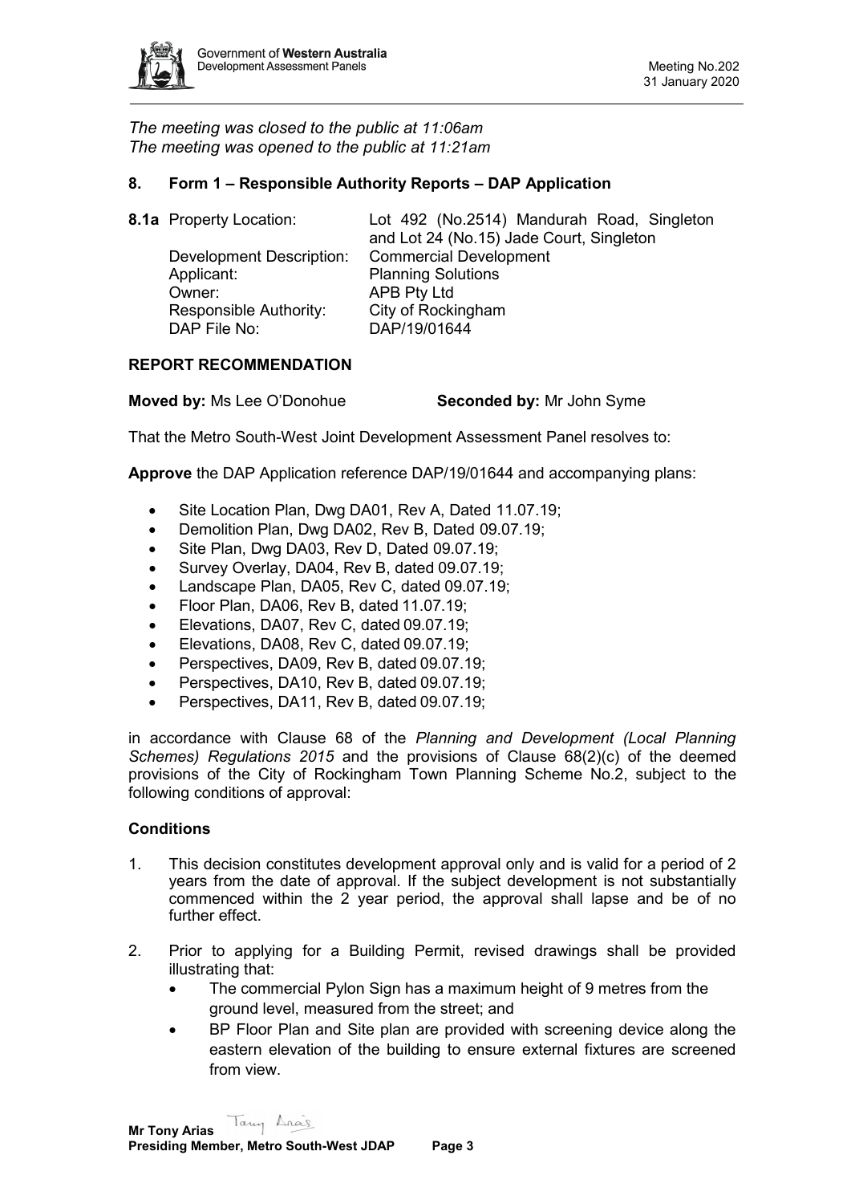*The meeting was closed to the public at 11:06am*
*The meeting was opened to the public at 11:21am*

## 8. Form 1 – Responsible Authority Reports – DAP Application

**8.1a** Property Location: Lot 492 (No.2514) Mandurah Road, Singleton and Lot 24 (No.15) Jade Court, Singleton
Development Description: Commercial Development
Applicant: Planning Solutions
Owner: APB Pty Ltd
Responsible Authority: City of Rockingham
DAP File No: DAP/19/01644

### REPORT RECOMMENDATION

**Moved by:** Ms Lee O'Donohue **Seconded by:** Mr John Syme

That the Metro South-West Joint Development Assessment Panel resolves to:

**Approve** the DAP Application reference DAP/19/01644 and accompanying plans:

- Site Location Plan, Dwg DA01, Rev A, Dated 11.07.19;
- Demolition Plan, Dwg DA02, Rev B, Dated 09.07.19;
- Site Plan, Dwg DA03, Rev D, Dated 09.07.19;
- Survey Overlay, DA04, Rev B, dated 09.07.19;
- Landscape Plan, DA05, Rev C, dated 09.07.19;
- Floor Plan, DA06, Rev B, dated 11.07.19;
- Elevations, DA07, Rev C, dated 09.07.19;
- Elevations, DA08, Rev C, dated 09.07.19;
- Perspectives, DA09, Rev B, dated 09.07.19;
- Perspectives, DA10, Rev B, dated 09.07.19;
- Perspectives, DA11, Rev B, dated 09.07.19;

in accordance with Clause 68 of the *Planning and Development (Local Planning Schemes) Regulations 2015* and the provisions of Clause 68(2)(c) of the deemed provisions of the City of Rockingham Town Planning Scheme No.2, subject to the following conditions of approval:

### Conditions

1. This decision constitutes development approval only and is valid for a period of 2 years from the date of approval. If the subject development is not substantially commenced within the 2 year period, the approval shall lapse and be of no further effect.

2. Prior to applying for a Building Permit, revised drawings shall be provided illustrating that:
   - The commercial Pylon Sign has a maximum height of 9 metres from the ground level, measured from the street; and
   - BP Floor Plan and Site plan are provided with screening device along the eastern elevation of the building to ensure external fixtures are screened from view.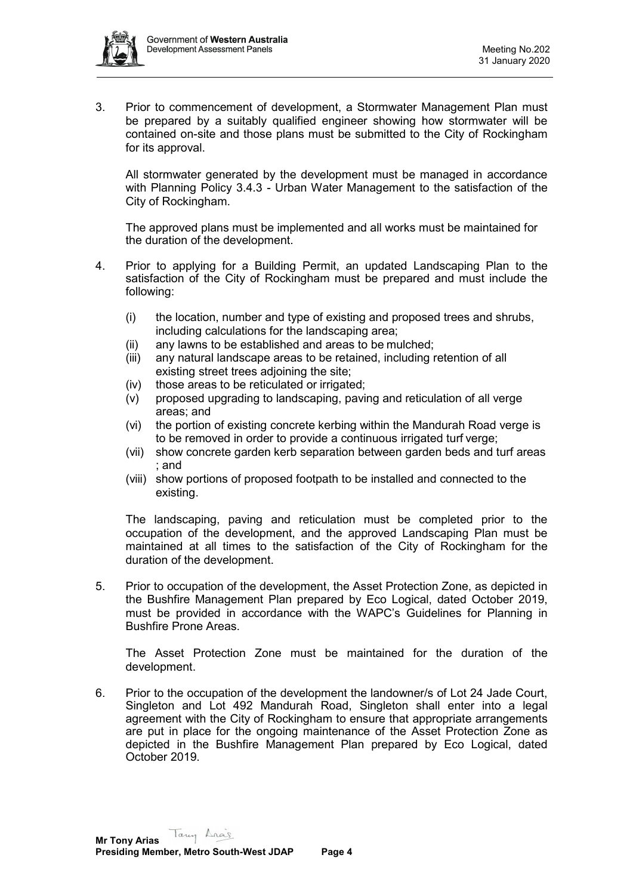3. Prior to commencement of development, a Stormwater Management Plan must be prepared by a suitably qualified engineer showing how stormwater will be contained on-site and those plans must be submitted to the City of Rockingham for its approval.

   All stormwater generated by the development must be managed in accordance with Planning Policy 3.4.3 - Urban Water Management to the satisfaction of the City of Rockingham.

   The approved plans must be implemented and all works must be maintained for the duration of the development.

4. Prior to applying for a Building Permit, an updated Landscaping Plan to the satisfaction of the City of Rockingham must be prepared and must include the following:

   (i) the location, number and type of existing and proposed trees and shrubs, including calculations for the landscaping area;
   (ii) any lawns to be established and areas to be mulched;
   (iii) any natural landscape areas to be retained, including retention of all existing street trees adjoining the site;
   (iv) those areas to be reticulated or irrigated;
   (v) proposed upgrading to landscaping, paving and reticulation of all verge areas; and
   (vi) the portion of existing concrete kerbing within the Mandurah Road verge is to be removed in order to provide a continuous irrigated turf verge;
   (vii) show concrete garden kerb separation between garden beds and turf areas ; and
   (viii) show portions of proposed footpath to be installed and connected to the existing.

   The landscaping, paving and reticulation must be completed prior to the occupation of the development, and the approved Landscaping Plan must be maintained at all times to the satisfaction of the City of Rockingham for the duration of the development.

5. Prior to occupation of the development, the Asset Protection Zone, as depicted in the Bushfire Management Plan prepared by Eco Logical, dated October 2019, must be provided in accordance with the WAPC's Guidelines for Planning in Bushfire Prone Areas.

   The Asset Protection Zone must be maintained for the duration of the development.

6. Prior to the occupation of the development the landowner/s of Lot 24 Jade Court, Singleton and Lot 492 Mandurah Road, Singleton shall enter into a legal agreement with the City of Rockingham to ensure that appropriate arrangements are put in place for the ongoing maintenance of the Asset Protection Zone as depicted in the Bushfire Management Plan prepared by Eco Logical, dated October 2019.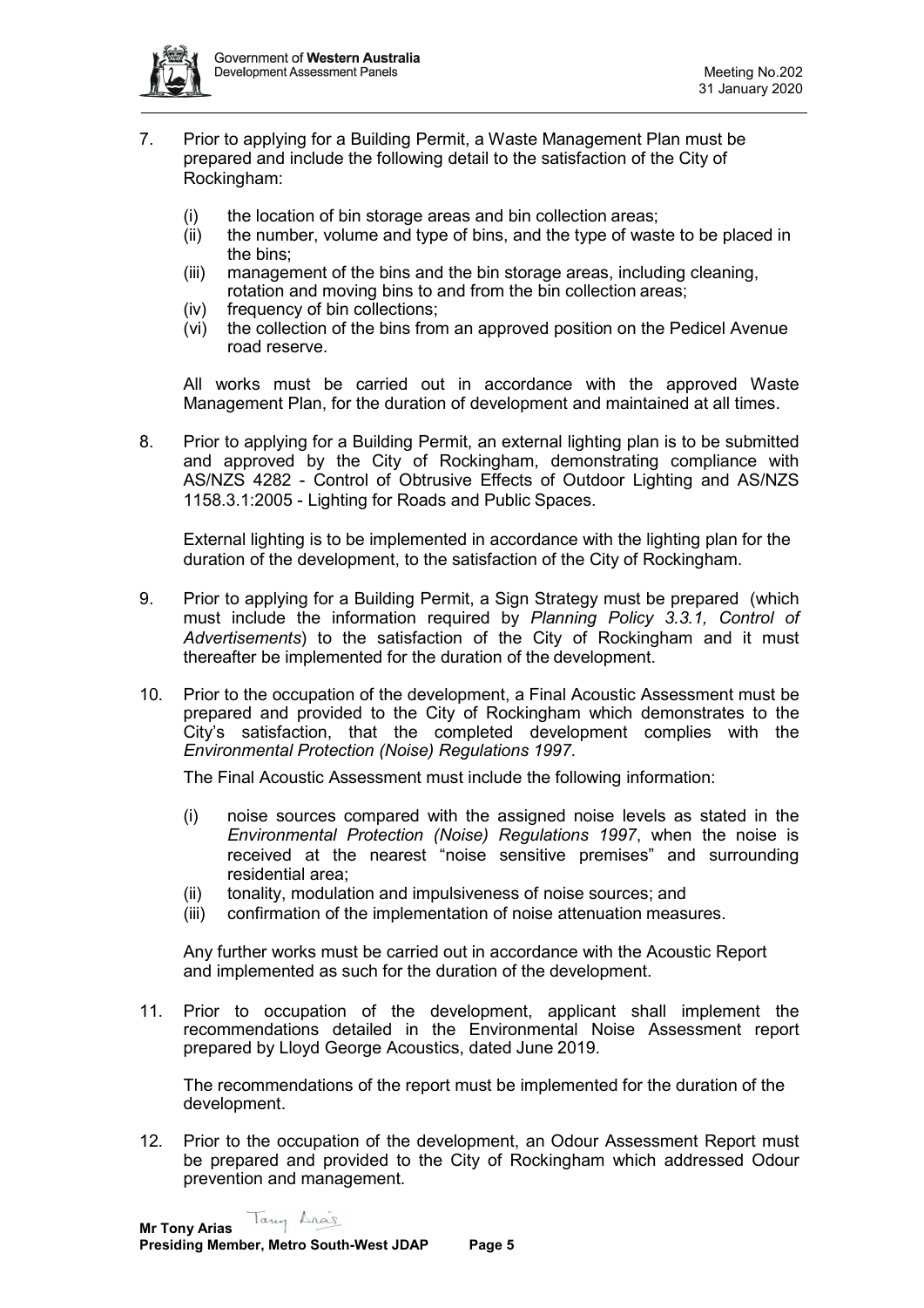7. Prior to applying for a Building Permit, a Waste Management Plan must be prepared and include the following detail to the satisfaction of the City of Rockingham:

   (i) the location of bin storage areas and bin collection areas;
   (ii) the number, volume and type of bins, and the type of waste to be placed in the bins;
   (iii) management of the bins and the bin storage areas, including cleaning, rotation and moving bins to and from the bin collection areas;
   (iv) frequency of bin collections;
   (vi) the collection of the bins from an approved position on the Pedicel Avenue road reserve.

   All works must be carried out in accordance with the approved Waste Management Plan, for the duration of development and maintained at all times.

8. Prior to applying for a Building Permit, an external lighting plan is to be submitted and approved by the City of Rockingham, demonstrating compliance with AS/NZS 4282 - Control of Obtrusive Effects of Outdoor Lighting and AS/NZS 1158.3.1:2005 - Lighting for Roads and Public Spaces.

   External lighting is to be implemented in accordance with the lighting plan for the duration of the development, to the satisfaction of the City of Rockingham.

9. Prior to applying for a Building Permit, a Sign Strategy must be prepared (which must include the information required by *Planning Policy 3.3.1, Control of Advertisements*) to the satisfaction of the City of Rockingham and it must thereafter be implemented for the duration of the development.

10. Prior to the occupation of the development, a Final Acoustic Assessment must be prepared and provided to the City of Rockingham which demonstrates to the City's satisfaction, that the completed development complies with the *Environmental Protection (Noise) Regulations 1997*.

    The Final Acoustic Assessment must include the following information:

    (i) noise sources compared with the assigned noise levels as stated in the *Environmental Protection (Noise) Regulations 1997*, when the noise is received at the nearest "noise sensitive premises" and surrounding residential area;
    (ii) tonality, modulation and impulsiveness of noise sources; and
    (iii) confirmation of the implementation of noise attenuation measures.

    Any further works must be carried out in accordance with the Acoustic Report and implemented as such for the duration of the development.

11. Prior to occupation of the development, applicant shall implement the recommendations detailed in the Environmental Noise Assessment report prepared by Lloyd George Acoustics, dated June 2019.

    The recommendations of the report must be implemented for the duration of the development.

12. Prior to the occupation of the development, an Odour Assessment Report must be prepared and provided to the City of Rockingham which addressed Odour prevention and management.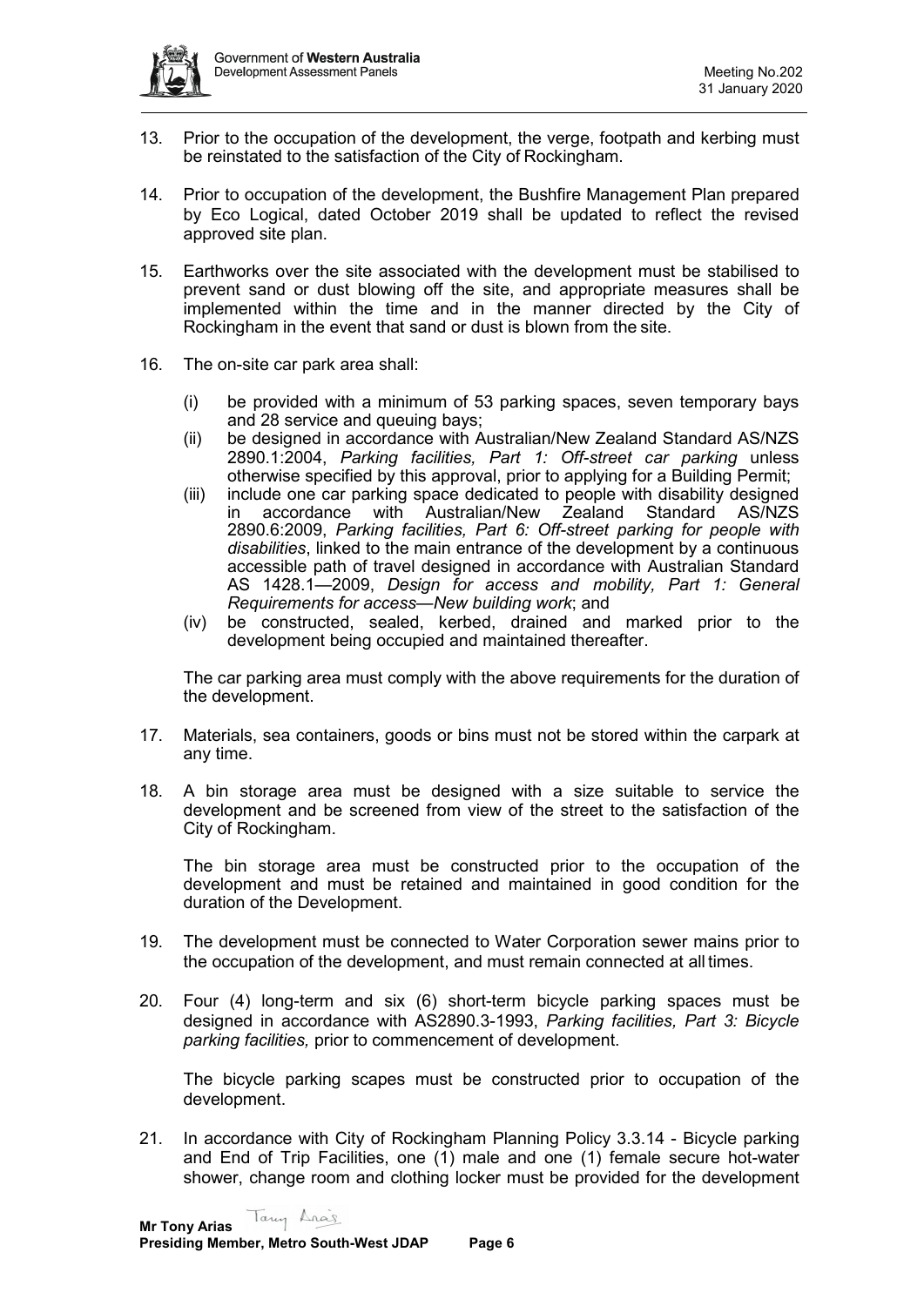13. Prior to the occupation of the development, the verge, footpath and kerbing must be reinstated to the satisfaction of the City of Rockingham.

14. Prior to occupation of the development, the Bushfire Management Plan prepared by Eco Logical, dated October 2019 shall be updated to reflect the revised approved site plan.

15. Earthworks over the site associated with the development must be stabilised to prevent sand or dust blowing off the site, and appropriate measures shall be implemented within the time and in the manner directed by the City of Rockingham in the event that sand or dust is blown from the site.

16. The on-site car park area shall:

    (i) be provided with a minimum of 53 parking spaces, seven temporary bays and 28 service and queuing bays;
    (ii) be designed in accordance with Australian/New Zealand Standard AS/NZS 2890.1:2004, *Parking facilities, Part 1: Off-street car parking* unless otherwise specified by this approval, prior to applying for a Building Permit;
    (iii) include one car parking space dedicated to people with disability designed in accordance with Australian/New Zealand Standard AS/NZS 2890.6:2009, *Parking facilities, Part 6: Off-street parking for people with disabilities*, linked to the main entrance of the development by a continuous accessible path of travel designed in accordance with Australian Standard AS 1428.1—2009, *Design for access and mobility, Part 1: General Requirements for access—New building work*; and
    (iv) be constructed, sealed, kerbed, drained and marked prior to the development being occupied and maintained thereafter.

    The car parking area must comply with the above requirements for the duration of the development.

17. Materials, sea containers, goods or bins must not be stored within the carpark at any time.

18. A bin storage area must be designed with a size suitable to service the development and be screened from view of the street to the satisfaction of the City of Rockingham.

    The bin storage area must be constructed prior to the occupation of the development and must be retained and maintained in good condition for the duration of the Development.

19. The development must be connected to Water Corporation sewer mains prior to the occupation of the development, and must remain connected at all times.

20. Four (4) long-term and six (6) short-term bicycle parking spaces must be designed in accordance with AS2890.3-1993, *Parking facilities, Part 3: Bicycle parking facilities,* prior to commencement of development.

    The bicycle parking scapes must be constructed prior to occupation of the development.

21. In accordance with City of Rockingham Planning Policy 3.3.14 - Bicycle parking and End of Trip Facilities, one (1) male and one (1) female secure hot-water shower, change room and clothing locker must be provided for the development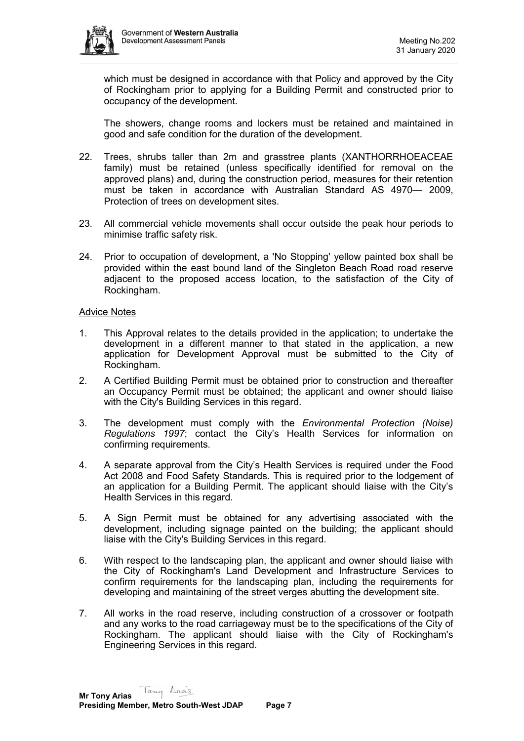which must be designed in accordance with that Policy and approved by the City of Rockingham prior to applying for a Building Permit and constructed prior to occupancy of the development.

The showers, change rooms and lockers must be retained and maintained in good and safe condition for the duration of the development.

22. Trees, shrubs taller than 2m and grasstree plants (XANTHORRHOEACEAE family) must be retained (unless specifically identified for removal on the approved plans) and, during the construction period, measures for their retention must be taken in accordance with Australian Standard AS 4970— 2009, Protection of trees on development sites.

23. All commercial vehicle movements shall occur outside the peak hour periods to minimise traffic safety risk.

24. Prior to occupation of development, a 'No Stopping' yellow painted box shall be provided within the east bound land of the Singleton Beach Road road reserve adjacent to the proposed access location, to the satisfaction of the City of Rockingham.

Advice Notes

1. This Approval relates to the details provided in the application; to undertake the development in a different manner to that stated in the application, a new application for Development Approval must be submitted to the City of Rockingham.

2. A Certified Building Permit must be obtained prior to construction and thereafter an Occupancy Permit must be obtained; the applicant and owner should liaise with the City's Building Services in this regard.

3. The development must comply with the *Environmental Protection (Noise) Regulations 1997*; contact the City's Health Services for information on confirming requirements.

4. A separate approval from the City's Health Services is required under the Food Act 2008 and Food Safety Standards. This is required prior to the lodgement of an application for a Building Permit. The applicant should liaise with the City's Health Services in this regard.

5. A Sign Permit must be obtained for any advertising associated with the development, including signage painted on the building; the applicant should liaise with the City's Building Services in this regard.

6. With respect to the landscaping plan, the applicant and owner should liaise with the City of Rockingham's Land Development and Infrastructure Services to confirm requirements for the landscaping plan, including the requirements for developing and maintaining of the street verges abutting the development site.

7. All works in the road reserve, including construction of a crossover or footpath and any works to the road carriageway must be to the specifications of the City of Rockingham. The applicant should liaise with the City of Rockingham's Engineering Services in this regard.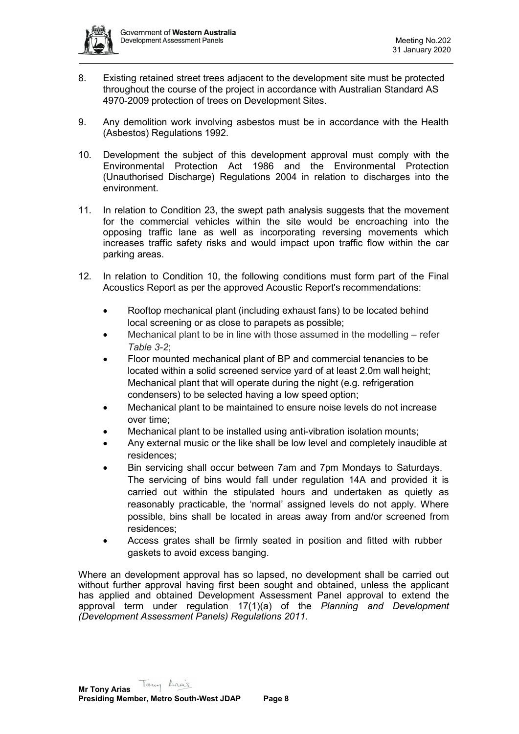8. Existing retained street trees adjacent to the development site must be protected throughout the course of the project in accordance with Australian Standard AS 4970-2009 protection of trees on Development Sites.

9. Any demolition work involving asbestos must be in accordance with the Health (Asbestos) Regulations 1992.

10. Development the subject of this development approval must comply with the Environmental Protection Act 1986 and the Environmental Protection (Unauthorised Discharge) Regulations 2004 in relation to discharges into the environment.

11. In relation to Condition 23, the swept path analysis suggests that the movement for the commercial vehicles within the site would be encroaching into the opposing traffic lane as well as incorporating reversing movements which increases traffic safety risks and would impact upon traffic flow within the car parking areas.

12. In relation to Condition 10, the following conditions must form part of the Final Acoustics Report as per the approved Acoustic Report's recommendations:

    - Rooftop mechanical plant (including exhaust fans) to be located behind local screening or as close to parapets as possible;
    - Mechanical plant to be in line with those assumed in the modelling – refer *Table 3-2*;
    - Floor mounted mechanical plant of BP and commercial tenancies to be located within a solid screened service yard of at least 2.0m wall height; Mechanical plant that will operate during the night (e.g. refrigeration condensers) to be selected having a low speed option;
    - Mechanical plant to be maintained to ensure noise levels do not increase over time;
    - Mechanical plant to be installed using anti-vibration isolation mounts;
    - Any external music or the like shall be low level and completely inaudible at residences;
    - Bin servicing shall occur between 7am and 7pm Mondays to Saturdays. The servicing of bins would fall under regulation 14A and provided it is carried out within the stipulated hours and undertaken as quietly as reasonably practicable, the 'normal' assigned levels do not apply. Where possible, bins shall be located in areas away from and/or screened from residences;
    - Access grates shall be firmly seated in position and fitted with rubber gaskets to avoid excess banging.

Where an development approval has so lapsed, no development shall be carried out without further approval having first been sought and obtained, unless the applicant has applied and obtained Development Assessment Panel approval to extend the approval term under regulation 17(1)(a) of the *Planning and Development (Development Assessment Panels) Regulations 2011.*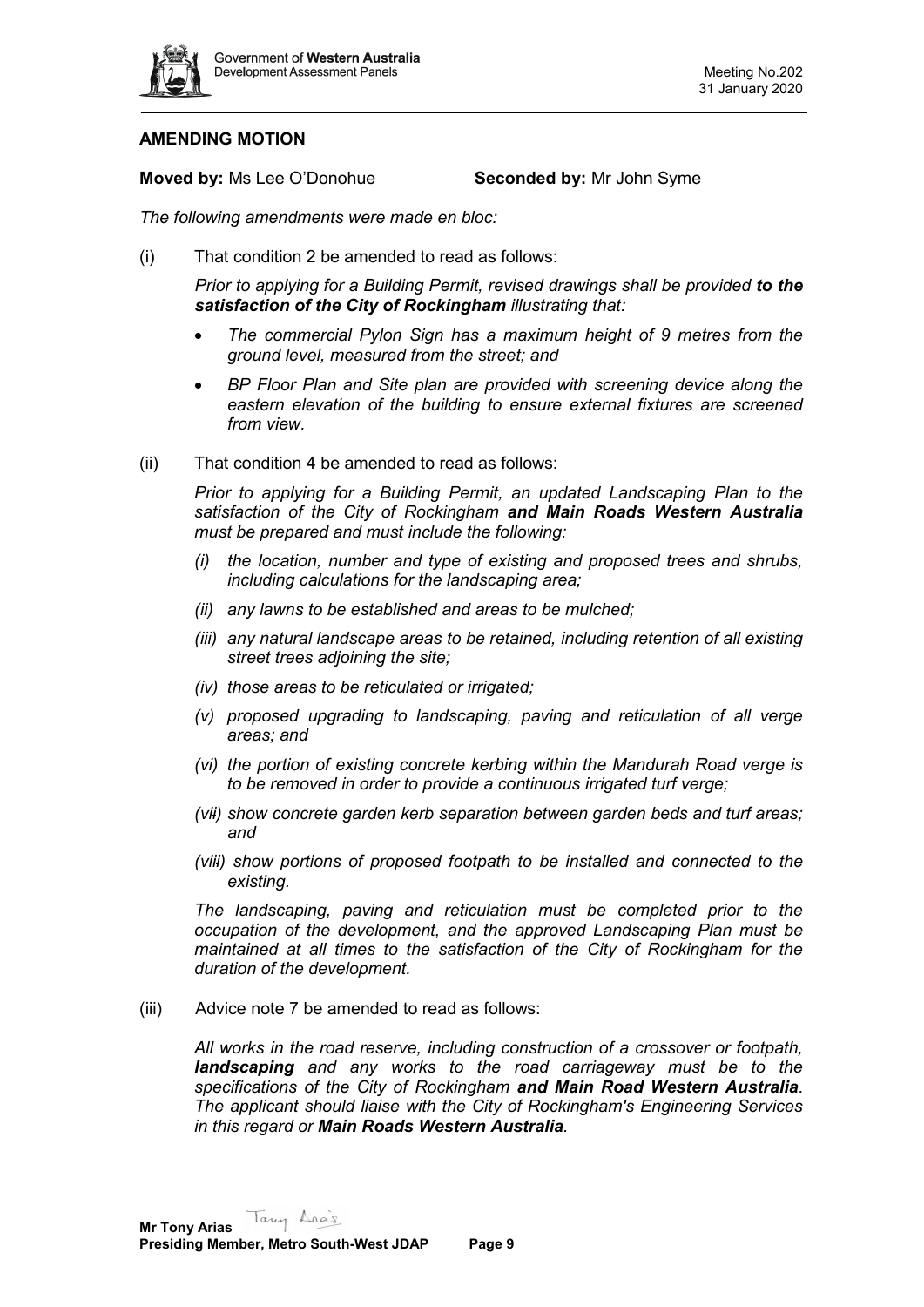## AMENDING MOTION

**Moved by:** Ms Lee O'Donohue **Seconded by:** Mr John Syme

*The following amendments were made en bloc:*

(i) That condition 2 be amended to read as follows:

*Prior to applying for a Building Permit, revised drawings shall be provided **to the satisfaction of the City of Rockingham** illustrating that:*

- *The commercial Pylon Sign has a maximum height of 9 metres from the ground level, measured from the street; and*
- *BP Floor Plan and Site plan are provided with screening device along the eastern elevation of the building to ensure external fixtures are screened from view.*

(ii) That condition 4 be amended to read as follows:

*Prior to applying for a Building Permit, an updated Landscaping Plan to the satisfaction of the City of Rockingham **and Main Roads Western Australia** must be prepared and must include the following:*

*(i) the location, number and type of existing and proposed trees and shrubs, including calculations for the landscaping area;*

*(ii) any lawns to be established and areas to be mulched;*

*(iii) any natural landscape areas to be retained, including retention of all existing street trees adjoining the site;*

*(iv) those areas to be reticulated or irrigated;*

*(v) proposed upgrading to landscaping, paving and reticulation of all verge areas; and*

*(vi) the portion of existing concrete kerbing within the Mandurah Road verge is to be removed in order to provide a continuous irrigated turf verge;*

*(vii) show concrete garden kerb separation between garden beds and turf areas; and*

*(viii) show portions of proposed footpath to be installed and connected to the existing.*

*The landscaping, paving and reticulation must be completed prior to the occupation of the development, and the approved Landscaping Plan must be maintained at all times to the satisfaction of the City of Rockingham for the duration of the development.*

(iii) Advice note 7 be amended to read as follows:

*All works in the road reserve, including construction of a crossover or footpath, **landscaping** and any works to the road carriageway must be to the specifications of the City of Rockingham **and Main Road Western Australia**. The applicant should liaise with the City of Rockingham's Engineering Services in this regard or **Main Roads Western Australia**.*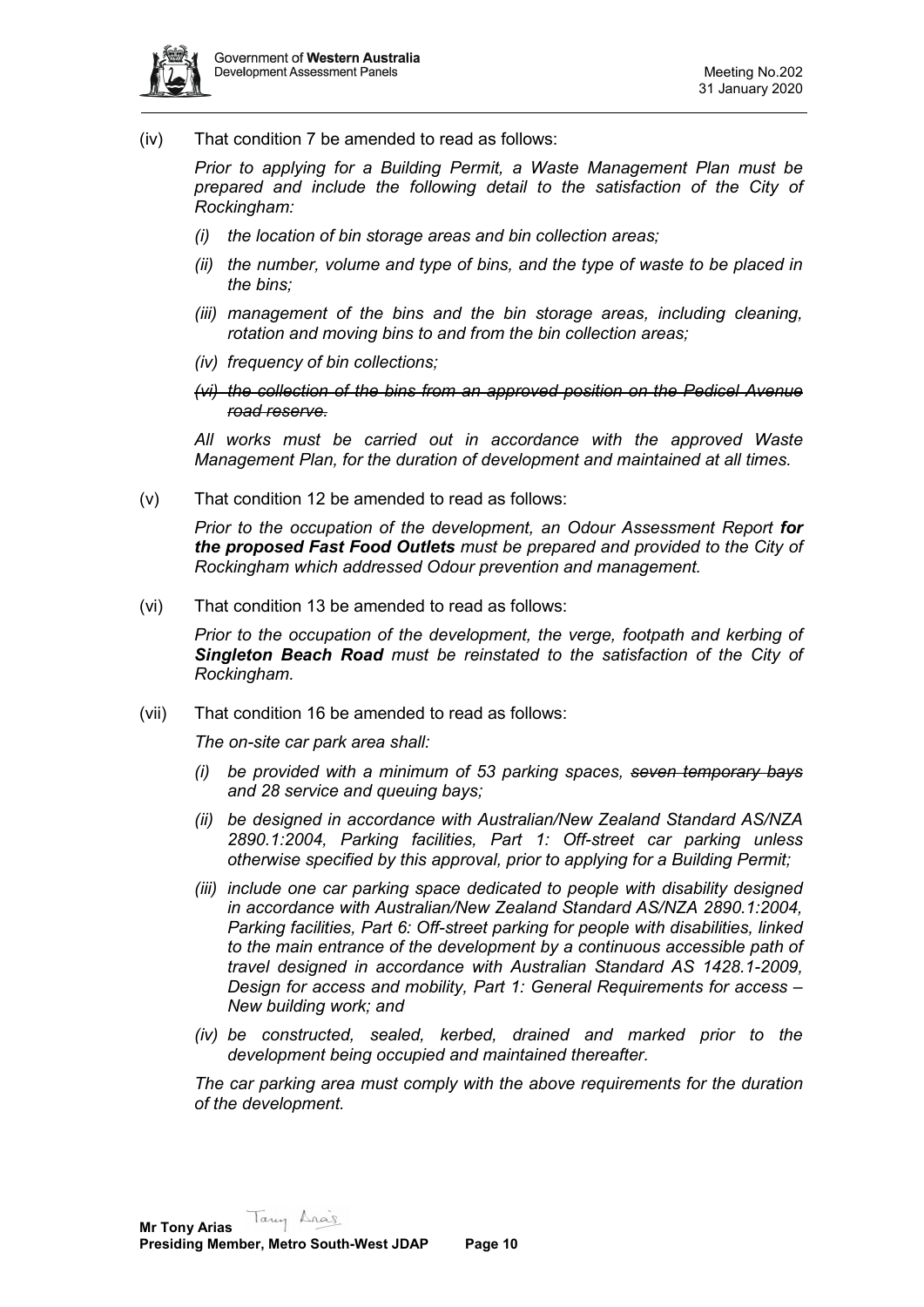(iv) That condition 7 be amended to read as follows:

*Prior to applying for a Building Permit, a Waste Management Plan must be prepared and include the following detail to the satisfaction of the City of Rockingham:*

- *(i) the location of bin storage areas and bin collection areas;*
- *(ii) the number, volume and type of bins, and the type of waste to be placed in the bins;*
- *(iii) management of the bins and the bin storage areas, including cleaning, rotation and moving bins to and from the bin collection areas;*
- *(iv) frequency of bin collections;*
- ~~*(vi) the collection of the bins from an approved position on the Pedicel Avenue road reserve.*~~

*All works must be carried out in accordance with the approved Waste Management Plan, for the duration of development and maintained at all times.*

(v) That condition 12 be amended to read as follows:

*Prior to the occupation of the development, an Odour Assessment Report **for the proposed Fast Food Outlets** must be prepared and provided to the City of Rockingham which addressed Odour prevention and management.*

(vi) That condition 13 be amended to read as follows:

*Prior to the occupation of the development, the verge, footpath and kerbing of **Singleton Beach Road** must be reinstated to the satisfaction of the City of Rockingham.*

(vii) That condition 16 be amended to read as follows:

*The on-site car park area shall:*

- *(i) be provided with a minimum of 53 parking spaces, ~~seven temporary bays~~ and 28 service and queuing bays;*
- *(ii) be designed in accordance with Australian/New Zealand Standard AS/NZA 2890.1:2004, Parking facilities, Part 1: Off-street car parking unless otherwise specified by this approval, prior to applying for a Building Permit;*
- *(iii) include one car parking space dedicated to people with disability designed in accordance with Australian/New Zealand Standard AS/NZA 2890.1:2004, Parking facilities, Part 6: Off-street parking for people with disabilities, linked to the main entrance of the development by a continuous accessible path of travel designed in accordance with Australian Standard AS 1428.1-2009, Design for access and mobility, Part 1: General Requirements for access – New building work; and*
- *(iv) be constructed, sealed, kerbed, drained and marked prior to the development being occupied and maintained thereafter.*

*The car parking area must comply with the above requirements for the duration of the development.*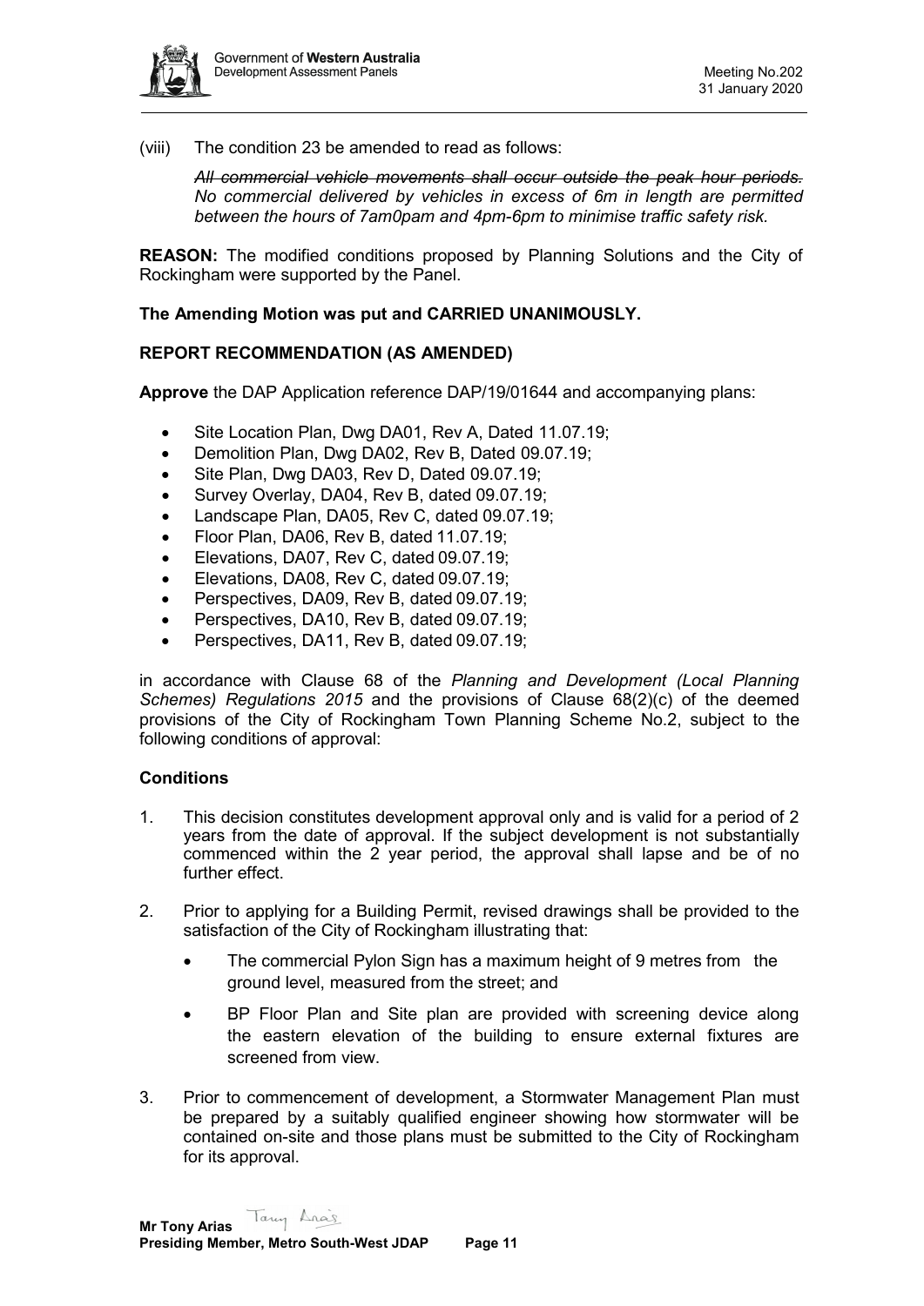(viii) The condition 23 be amended to read as follows:

*~~All commercial vehicle movements shall occur outside the peak hour periods.~~ No commercial delivered by vehicles in excess of 6m in length are permitted between the hours of 7am0pam and 4pm-6pm to minimise traffic safety risk.*

**REASON:** The modified conditions proposed by Planning Solutions and the City of Rockingham were supported by the Panel.

**The Amending Motion was put and CARRIED UNANIMOUSLY.**

**REPORT RECOMMENDATION (AS AMENDED)**

**Approve** the DAP Application reference DAP/19/01644 and accompanying plans:

- Site Location Plan, Dwg DA01, Rev A, Dated 11.07.19;
- Demolition Plan, Dwg DA02, Rev B, Dated 09.07.19;
- Site Plan, Dwg DA03, Rev D, Dated 09.07.19;
- Survey Overlay, DA04, Rev B, dated 09.07.19;
- Landscape Plan, DA05, Rev C, dated 09.07.19;
- Floor Plan, DA06, Rev B, dated 11.07.19;
- Elevations, DA07, Rev C, dated 09.07.19;
- Elevations, DA08, Rev C, dated 09.07.19;
- Perspectives, DA09, Rev B, dated 09.07.19;
- Perspectives, DA10, Rev B, dated 09.07.19;
- Perspectives, DA11, Rev B, dated 09.07.19;

in accordance with Clause 68 of the *Planning and Development (Local Planning Schemes) Regulations 2015* and the provisions of Clause 68(2)(c) of the deemed provisions of the City of Rockingham Town Planning Scheme No.2, subject to the following conditions of approval:

**Conditions**

1. This decision constitutes development approval only and is valid for a period of 2 years from the date of approval. If the subject development is not substantially commenced within the 2 year period, the approval shall lapse and be of no further effect.

2. Prior to applying for a Building Permit, revised drawings shall be provided to the satisfaction of the City of Rockingham illustrating that:

   - The commercial Pylon Sign has a maximum height of 9 metres from the ground level, measured from the street; and
   - BP Floor Plan and Site plan are provided with screening device along the eastern elevation of the building to ensure external fixtures are screened from view.

3. Prior to commencement of development, a Stormwater Management Plan must be prepared by a suitably qualified engineer showing how stormwater will be contained on-site and those plans must be submitted to the City of Rockingham for its approval.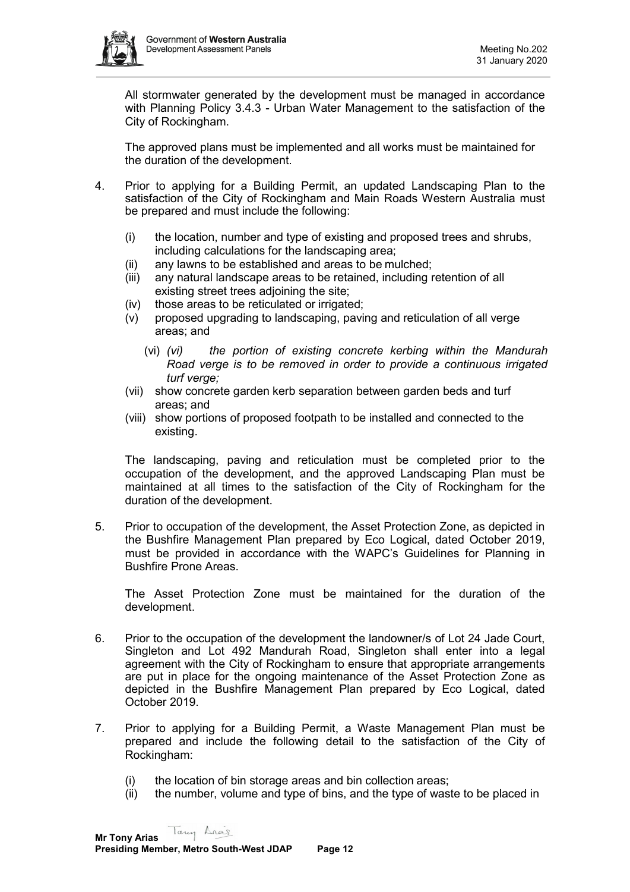All stormwater generated by the development must be managed in accordance with Planning Policy 3.4.3 - Urban Water Management to the satisfaction of the City of Rockingham.

The approved plans must be implemented and all works must be maintained for the duration of the development.

4. Prior to applying for a Building Permit, an updated Landscaping Plan to the satisfaction of the City of Rockingham and Main Roads Western Australia must be prepared and must include the following:

   (i) the location, number and type of existing and proposed trees and shrubs, including calculations for the landscaping area;
   (ii) any lawns to be established and areas to be mulched;
   (iii) any natural landscape areas to be retained, including retention of all existing street trees adjoining the site;
   (iv) those areas to be reticulated or irrigated;
   (v) proposed upgrading to landscaping, paving and reticulation of all verge areas; and
   (vi) *(vi) the portion of existing concrete kerbing within the Mandurah Road verge is to be removed in order to provide a continuous irrigated turf verge;*
   (vii) show concrete garden kerb separation between garden beds and turf areas; and
   (viii) show portions of proposed footpath to be installed and connected to the existing.

   The landscaping, paving and reticulation must be completed prior to the occupation of the development, and the approved Landscaping Plan must be maintained at all times to the satisfaction of the City of Rockingham for the duration of the development.

5. Prior to occupation of the development, the Asset Protection Zone, as depicted in the Bushfire Management Plan prepared by Eco Logical, dated October 2019, must be provided in accordance with the WAPC's Guidelines for Planning in Bushfire Prone Areas.

   The Asset Protection Zone must be maintained for the duration of the development.

6. Prior to the occupation of the development the landowner/s of Lot 24 Jade Court, Singleton and Lot 492 Mandurah Road, Singleton shall enter into a legal agreement with the City of Rockingham to ensure that appropriate arrangements are put in place for the ongoing maintenance of the Asset Protection Zone as depicted in the Bushfire Management Plan prepared by Eco Logical, dated October 2019.

7. Prior to applying for a Building Permit, a Waste Management Plan must be prepared and include the following detail to the satisfaction of the City of Rockingham:

   (i) the location of bin storage areas and bin collection areas;
   (ii) the number, volume and type of bins, and the type of waste to be placed in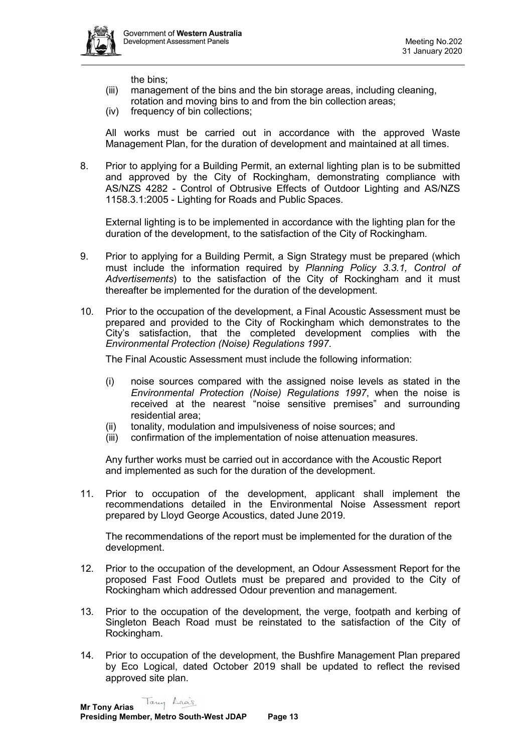the bins;

(iii) management of the bins and the bin storage areas, including cleaning, rotation and moving bins to and from the bin collection areas;

(iv) frequency of bin collections;

All works must be carried out in accordance with the approved Waste Management Plan, for the duration of development and maintained at all times.

8. Prior to applying for a Building Permit, an external lighting plan is to be submitted and approved by the City of Rockingham, demonstrating compliance with AS/NZS 4282 - Control of Obtrusive Effects of Outdoor Lighting and AS/NZS 1158.3.1:2005 - Lighting for Roads and Public Spaces.

   External lighting is to be implemented in accordance with the lighting plan for the duration of the development, to the satisfaction of the City of Rockingham.

9. Prior to applying for a Building Permit, a Sign Strategy must be prepared (which must include the information required by *Planning Policy 3.3.1, Control of Advertisements*) to the satisfaction of the City of Rockingham and it must thereafter be implemented for the duration of the development.

10. Prior to the occupation of the development, a Final Acoustic Assessment must be prepared and provided to the City of Rockingham which demonstrates to the City's satisfaction, that the completed development complies with the *Environmental Protection (Noise) Regulations 1997*.

    The Final Acoustic Assessment must include the following information:

    (i) noise sources compared with the assigned noise levels as stated in the *Environmental Protection (Noise) Regulations 1997*, when the noise is received at the nearest "noise sensitive premises" and surrounding residential area;
    
    (ii) tonality, modulation and impulsiveness of noise sources; and
    
    (iii) confirmation of the implementation of noise attenuation measures.

    Any further works must be carried out in accordance with the Acoustic Report and implemented as such for the duration of the development.

11. Prior to occupation of the development, applicant shall implement the recommendations detailed in the Environmental Noise Assessment report prepared by Lloyd George Acoustics, dated June 2019.

    The recommendations of the report must be implemented for the duration of the development.

12. Prior to the occupation of the development, an Odour Assessment Report for the proposed Fast Food Outlets must be prepared and provided to the City of Rockingham which addressed Odour prevention and management.

13. Prior to the occupation of the development, the verge, footpath and kerbing of Singleton Beach Road must be reinstated to the satisfaction of the City of Rockingham.

14. Prior to occupation of the development, the Bushfire Management Plan prepared by Eco Logical, dated October 2019 shall be updated to reflect the revised approved site plan.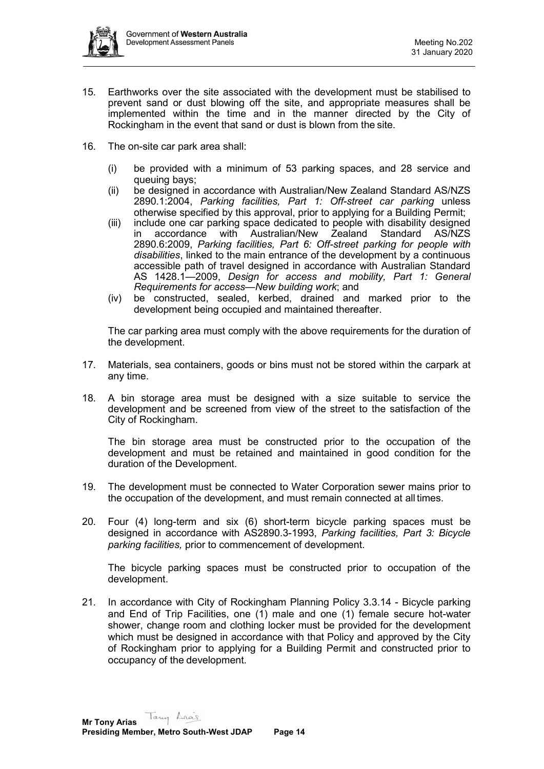15. Earthworks over the site associated with the development must be stabilised to prevent sand or dust blowing off the site, and appropriate measures shall be implemented within the time and in the manner directed by the City of Rockingham in the event that sand or dust is blown from the site.

16. The on-site car park area shall:

    (i) be provided with a minimum of 53 parking spaces, and 28 service and queuing bays;
    (ii) be designed in accordance with Australian/New Zealand Standard AS/NZS 2890.1:2004, *Parking facilities, Part 1: Off-street car parking* unless otherwise specified by this approval, prior to applying for a Building Permit;
    (iii) include one car parking space dedicated to people with disability designed in accordance with Australian/New Zealand Standard AS/NZS 2890.6:2009, *Parking facilities, Part 6: Off-street parking for people with disabilities*, linked to the main entrance of the development by a continuous accessible path of travel designed in accordance with Australian Standard AS 1428.1—2009, *Design for access and mobility, Part 1: General Requirements for access—New building work*; and
    (iv) be constructed, sealed, kerbed, drained and marked prior to the development being occupied and maintained thereafter.

    The car parking area must comply with the above requirements for the duration of the development.

17. Materials, sea containers, goods or bins must not be stored within the carpark at any time.

18. A bin storage area must be designed with a size suitable to service the development and be screened from view of the street to the satisfaction of the City of Rockingham.

    The bin storage area must be constructed prior to the occupation of the development and must be retained and maintained in good condition for the duration of the Development.

19. The development must be connected to Water Corporation sewer mains prior to the occupation of the development, and must remain connected at all times.

20. Four (4) long-term and six (6) short-term bicycle parking spaces must be designed in accordance with AS2890.3-1993, *Parking facilities, Part 3: Bicycle parking facilities,* prior to commencement of development.

    The bicycle parking spaces must be constructed prior to occupation of the development.

21. In accordance with City of Rockingham Planning Policy 3.3.14 - Bicycle parking and End of Trip Facilities, one (1) male and one (1) female secure hot-water shower, change room and clothing locker must be provided for the development which must be designed in accordance with that Policy and approved by the City of Rockingham prior to applying for a Building Permit and constructed prior to occupancy of the development.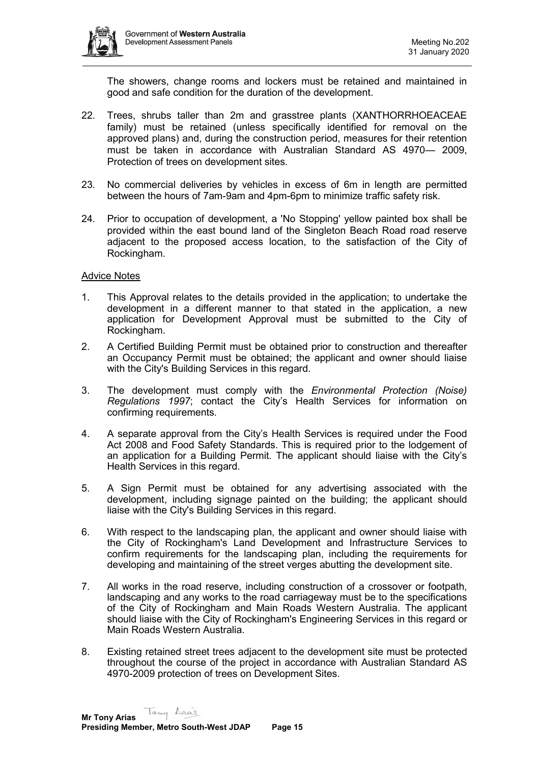The showers, change rooms and lockers must be retained and maintained in good and safe condition for the duration of the development.

22. Trees, shrubs taller than 2m and grasstree plants (XANTHORRHOEACEAE family) must be retained (unless specifically identified for removal on the approved plans) and, during the construction period, measures for their retention must be taken in accordance with Australian Standard AS 4970— 2009, Protection of trees on development sites.

23. No commercial deliveries by vehicles in excess of 6m in length are permitted between the hours of 7am-9am and 4pm-6pm to minimize traffic safety risk.

24. Prior to occupation of development, a 'No Stopping' yellow painted box shall be provided within the east bound land of the Singleton Beach Road road reserve adjacent to the proposed access location, to the satisfaction of the City of Rockingham.

Advice Notes

1. This Approval relates to the details provided in the application; to undertake the development in a different manner to that stated in the application, a new application for Development Approval must be submitted to the City of Rockingham.

2. A Certified Building Permit must be obtained prior to construction and thereafter an Occupancy Permit must be obtained; the applicant and owner should liaise with the City's Building Services in this regard.

3. The development must comply with the *Environmental Protection (Noise) Regulations 1997*; contact the City's Health Services for information on confirming requirements.

4. A separate approval from the City's Health Services is required under the Food Act 2008 and Food Safety Standards. This is required prior to the lodgement of an application for a Building Permit. The applicant should liaise with the City's Health Services in this regard.

5. A Sign Permit must be obtained for any advertising associated with the development, including signage painted on the building; the applicant should liaise with the City's Building Services in this regard.

6. With respect to the landscaping plan, the applicant and owner should liaise with the City of Rockingham's Land Development and Infrastructure Services to confirm requirements for the landscaping plan, including the requirements for developing and maintaining of the street verges abutting the development site.

7. All works in the road reserve, including construction of a crossover or footpath, landscaping and any works to the road carriageway must be to the specifications of the City of Rockingham and Main Roads Western Australia. The applicant should liaise with the City of Rockingham's Engineering Services in this regard or Main Roads Western Australia.

8. Existing retained street trees adjacent to the development site must be protected throughout the course of the project in accordance with Australian Standard AS 4970-2009 protection of trees on Development Sites.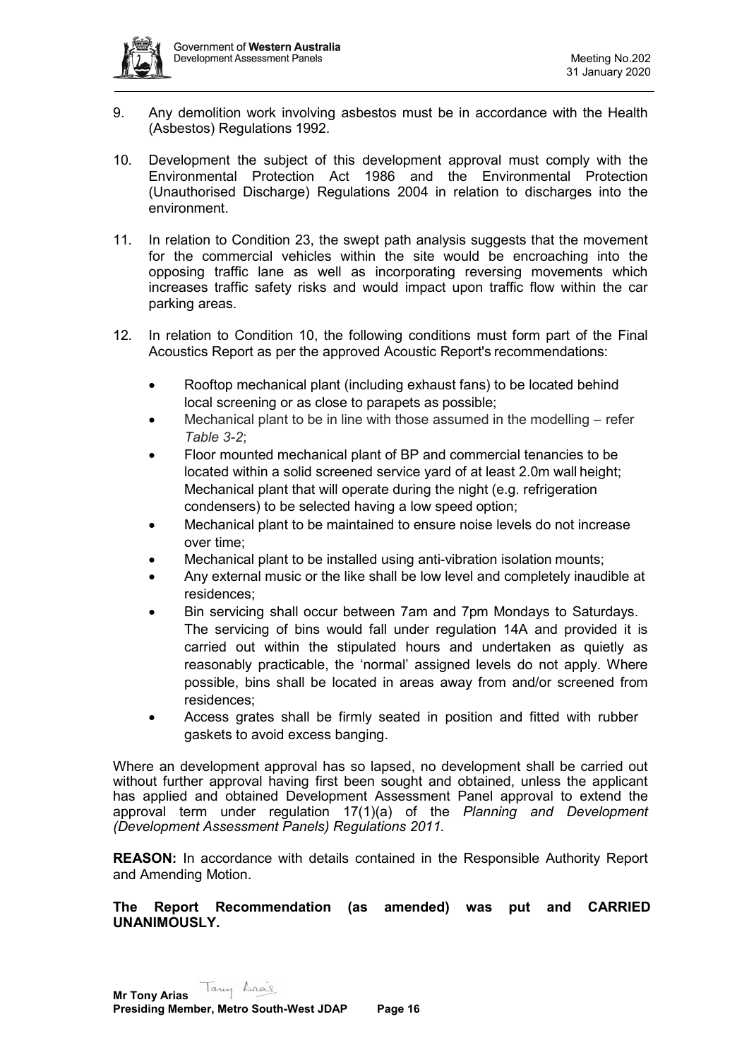9. Any demolition work involving asbestos must be in accordance with the Health (Asbestos) Regulations 1992.

10. Development the subject of this development approval must comply with the Environmental Protection Act 1986 and the Environmental Protection (Unauthorised Discharge) Regulations 2004 in relation to discharges into the environment.

11. In relation to Condition 23, the swept path analysis suggests that the movement for the commercial vehicles within the site would be encroaching into the opposing traffic lane as well as incorporating reversing movements which increases traffic safety risks and would impact upon traffic flow within the car parking areas.

12. In relation to Condition 10, the following conditions must form part of the Final Acoustics Report as per the approved Acoustic Report's recommendations:

    - Rooftop mechanical plant (including exhaust fans) to be located behind local screening or as close to parapets as possible;
    - Mechanical plant to be in line with those assumed in the modelling – refer *Table 3-2*;
    - Floor mounted mechanical plant of BP and commercial tenancies to be located within a solid screened service yard of at least 2.0m wall height; Mechanical plant that will operate during the night (e.g. refrigeration condensers) to be selected having a low speed option;
    - Mechanical plant to be maintained to ensure noise levels do not increase over time;
    - Mechanical plant to be installed using anti-vibration isolation mounts;
    - Any external music or the like shall be low level and completely inaudible at residences;
    - Bin servicing shall occur between 7am and 7pm Mondays to Saturdays. The servicing of bins would fall under regulation 14A and provided it is carried out within the stipulated hours and undertaken as quietly as reasonably practicable, the 'normal' assigned levels do not apply. Where possible, bins shall be located in areas away from and/or screened from residences;
    - Access grates shall be firmly seated in position and fitted with rubber gaskets to avoid excess banging.

Where an development approval has so lapsed, no development shall be carried out without further approval having first been sought and obtained, unless the applicant has applied and obtained Development Assessment Panel approval to extend the approval term under regulation 17(1)(a) of the *Planning and Development (Development Assessment Panels) Regulations 2011.*

**REASON:** In accordance with details contained in the Responsible Authority Report and Amending Motion.

**The Report Recommendation (as amended) was put and CARRIED UNANIMOUSLY.**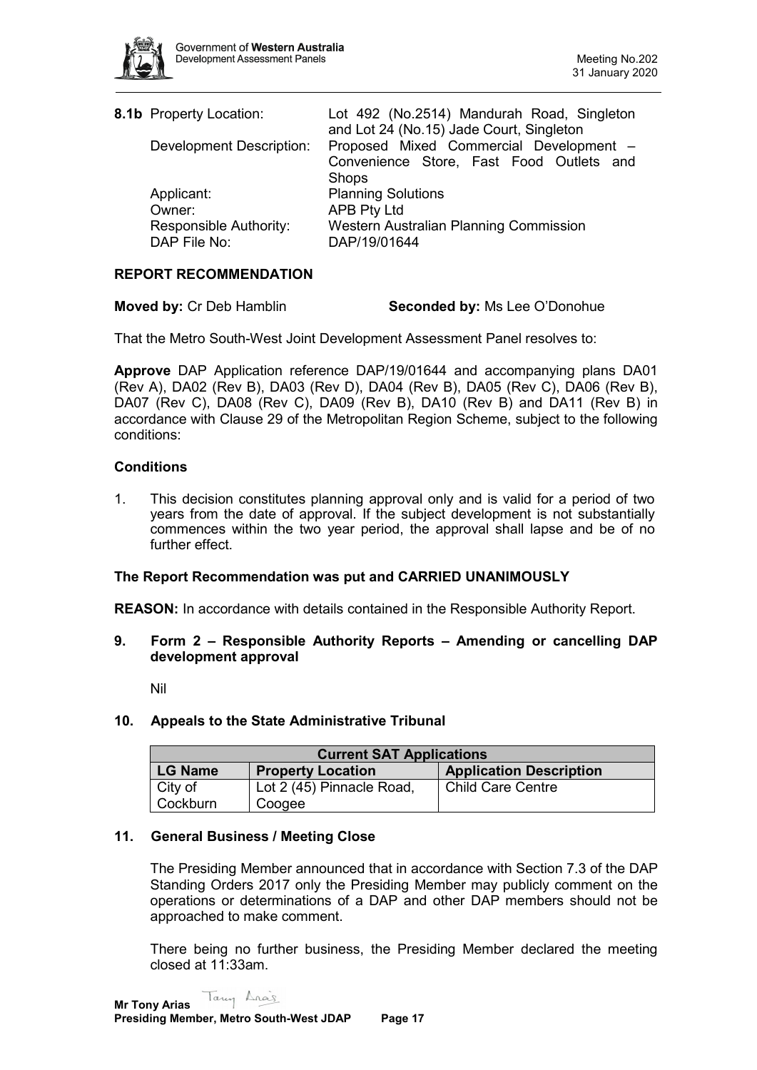**8.1b** Property Location: Lot 492 (No.2514) Mandurah Road, Singleton and Lot 24 (No.15) Jade Court, Singleton
Development Description: Proposed Mixed Commercial Development – Convenience Store, Fast Food Outlets and Shops
Applicant: Planning Solutions
Owner: APB Pty Ltd
Responsible Authority: Western Australian Planning Commission
DAP File No: DAP/19/01644

**REPORT RECOMMENDATION**

**Moved by:** Cr Deb Hamblin **Seconded by:** Ms Lee O'Donohue

That the Metro South-West Joint Development Assessment Panel resolves to:

**Approve** DAP Application reference DAP/19/01644 and accompanying plans DA01 (Rev A), DA02 (Rev B), DA03 (Rev D), DA04 (Rev B), DA05 (Rev C), DA06 (Rev B), DA07 (Rev C), DA08 (Rev C), DA09 (Rev B), DA10 (Rev B) and DA11 (Rev B) in accordance with Clause 29 of the Metropolitan Region Scheme, subject to the following conditions:

**Conditions**

1. This decision constitutes planning approval only and is valid for a period of two years from the date of approval. If the subject development is not substantially commences within the two year period, the approval shall lapse and be of no further effect.

**The Report Recommendation was put and CARRIED UNANIMOUSLY**

**REASON:** In accordance with details contained in the Responsible Authority Report.

**9. Form 2 – Responsible Authority Reports – Amending or cancelling DAP development approval**

Nil

**10. Appeals to the State Administrative Tribunal**

| Current SAT Applications | | |
|---|---|---|
| **LG Name** | **Property Location** | **Application Description** |
| City of Cockburn | Lot 2 (45) Pinnacle Road, Coogee | Child Care Centre |

**11. General Business / Meeting Close**

The Presiding Member announced that in accordance with Section 7.3 of the DAP Standing Orders 2017 only the Presiding Member may publicly comment on the operations or determinations of a DAP and other DAP members should not be approached to make comment.

There being no further business, the Presiding Member declared the meeting closed at 11:33am.

**Mr Tony Arias**
**Presiding Member, Metro South-West JDAP**